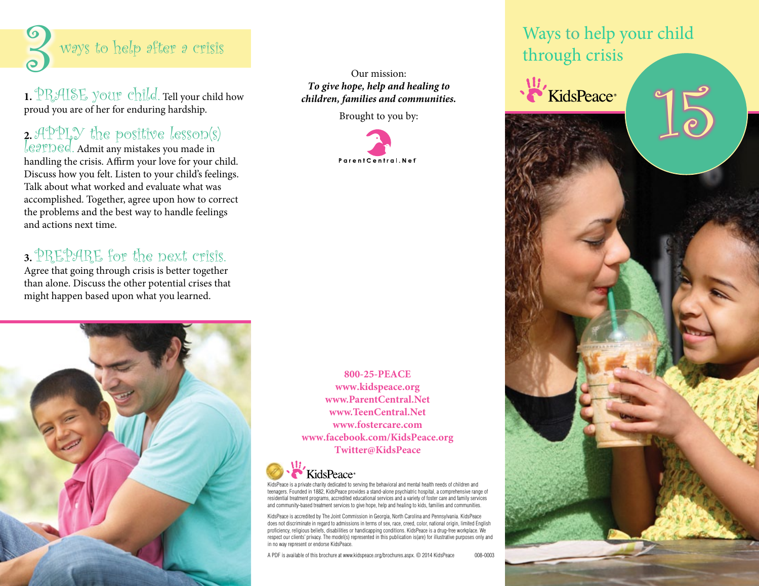## 3 ways to help after a crisis

1. PRAISE your child. Tell your child how proud you are of her for enduring hardship.

2. APPLY the positive lesson(s) learned. Admit any mistakes you made in handling the crisis. Affirm your love for your child. Discuss how you felt. Listen to your child's feelings. Talk about what worked and evaluate what was accomplished. Together, agree upon how to correct the problems and the best way to handle feelings and actions next time.

3. PREPARE for the next crisis. Agree that going through crisis is better together than alone. Discuss the other potential crises that might happen based upon what you learned.

Our mission:
***To give hope, help and healing to children, families and communities.***

Brought to you by:

ParentCentral.Net

**800-25-PEACE**
**www.kidspeace.org**
**www.ParentCentral.Net**
**www.TeenCentral.Net**
**www.fostercare.com**
**www.facebook.com/KidsPeace.org**
**Twitter@KidsPeace**

KidsPeace

KidsPeace is a private charity dedicated to serving the behavioral and mental health needs of children and teenagers. Founded in 1882, KidsPeace provides a stand-alone psychiatric hospital, a comprehensive range of residential treatment programs, accredited educational services and a variety of foster care and family services and community-based treatment services to give hope, help and healing to kids, families and communities.

KidsPeace is accredited by The Joint Commission in Georgia, North Carolina and Pennsylvania. KidsPeace does not discriminate in regard to admissions in terms of sex, race, creed, color, national origin, limited English proficiency, religious beliefs, disabilities or handicapping conditions. KidsPeace is a drug-free workplace. We respect our clients' privacy. The model(s) represented in this publication is(are) for illustrative purposes only and in no way represent or endorse KidsPeace.

A PDF is available of this brochure at www.kidspeace.org/brochures.aspx. © 2014 KidsPeace 008-0003

# Ways to help your child through crisis

KidsPeace

15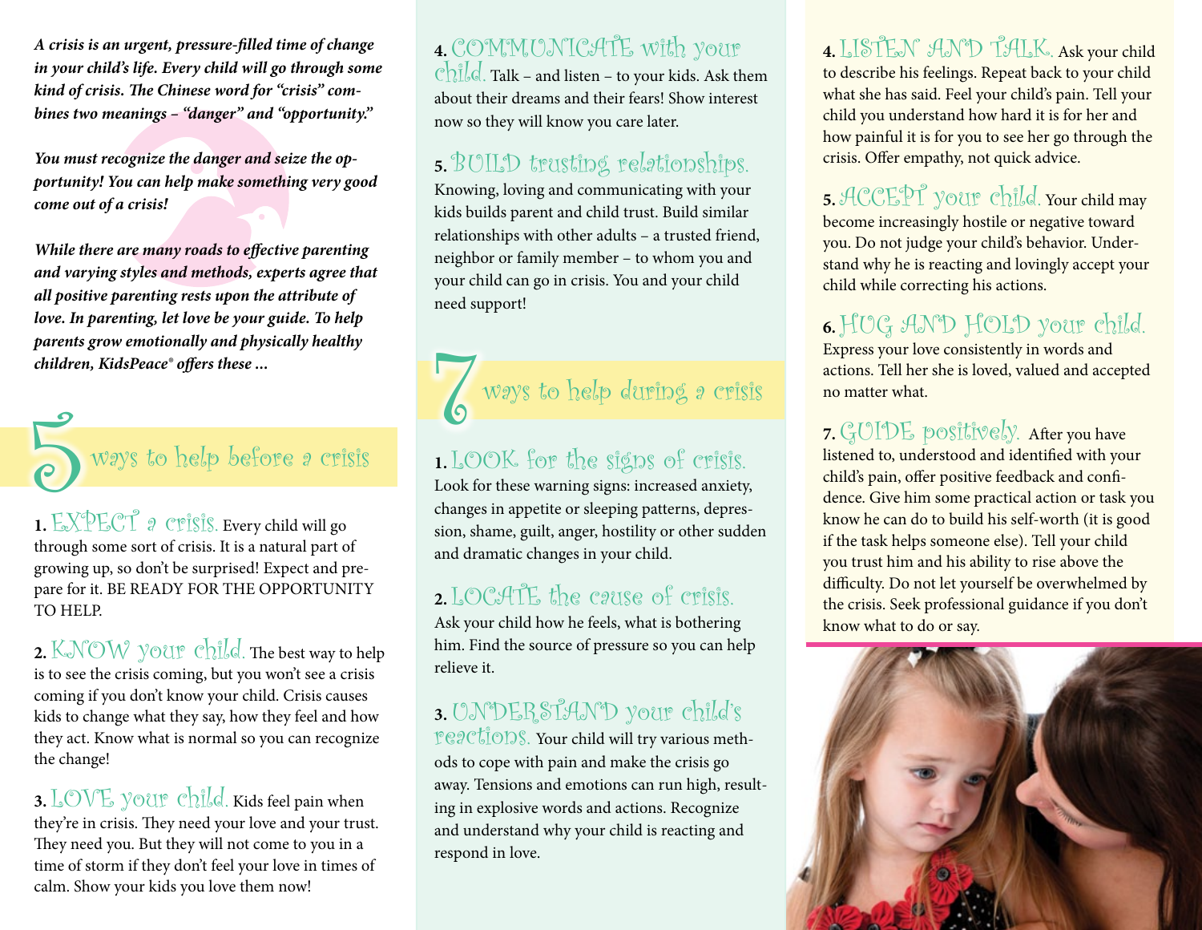***A crisis is an urgent, pressure-filled time of change in your child's life. Every child will go through some kind of crisis. The Chinese word for "crisis" combines two meanings – "danger" and "opportunity."***

***You must recognize the danger and seize the opportunity! You can help make something very good come out of a crisis!***

***While there are many roads to effective parenting and varying styles and methods, experts agree that all positive parenting rests upon the attribute of love. In parenting, let love be your guide. To help parents grow emotionally and physically healthy children, KidsPeace® offers these ...***

## 5 ways to help before a crisis

**1.** EXPECT a crisis. Every child will go through some sort of crisis. It is a natural part of growing up, so don't be surprised! Expect and prepare for it. BE READY FOR THE OPPORTUNITY TO HELP.

**2.** KNOW your child. The best way to help is to see the crisis coming, but you won't see a crisis coming if you don't know your child. Crisis causes kids to change what they say, how they feel and how they act. Know what is normal so you can recognize the change!

**3.** LOVE your child. Kids feel pain when they're in crisis. They need your love and your trust. They need you. But they will not come to you in a time of storm if they don't feel your love in times of calm. Show your kids you love them now!

**4.** COMMUNICATE with your child. Talk – and listen – to your kids. Ask them about their dreams and their fears! Show interest now so they will know you care later.

**5.** BUILD trusting relationships. Knowing, loving and communicating with your kids builds parent and child trust. Build similar relationships with other adults – a trusted friend, neighbor or family member – to whom you and your child can go in crisis. You and your child need support!

## 7 ways to help during a crisis

**1.** LOOK for the signs of crisis. Look for these warning signs: increased anxiety, changes in appetite or sleeping patterns, depression, shame, guilt, anger, hostility or other sudden and dramatic changes in your child.

**2.** LOCATE the cause of crisis. Ask your child how he feels, what is bothering him. Find the source of pressure so you can help relieve it.

**3.** UNDERSTAND your child's reactions. Your child will try various methods to cope with pain and make the crisis go away. Tensions and emotions can run high, resulting in explosive words and actions. Recognize and understand why your child is reacting and respond in love.

**4.** LISTEN AND TALK. Ask your child to describe his feelings. Repeat back to your child what she has said. Feel your child's pain. Tell your child you understand how hard it is for her and how painful it is for you to see her go through the crisis. Offer empathy, not quick advice.

**5.** ACCEPT your child. Your child may become increasingly hostile or negative toward you. Do not judge your child's behavior. Understand why he is reacting and lovingly accept your child while correcting his actions.

**6.** HUG AND HOLD your child. Express your love consistently in words and actions. Tell her she is loved, valued and accepted no matter what.

**7.** GUIDE positively. After you have listened to, understood and identified with your child's pain, offer positive feedback and confidence. Give him some practical action or task you know he can do to build his self-worth (it is good if the task helps someone else). Tell your child you trust him and his ability to rise above the difficulty. Do not let yourself be overwhelmed by the crisis. Seek professional guidance if you don't know what to do or say.